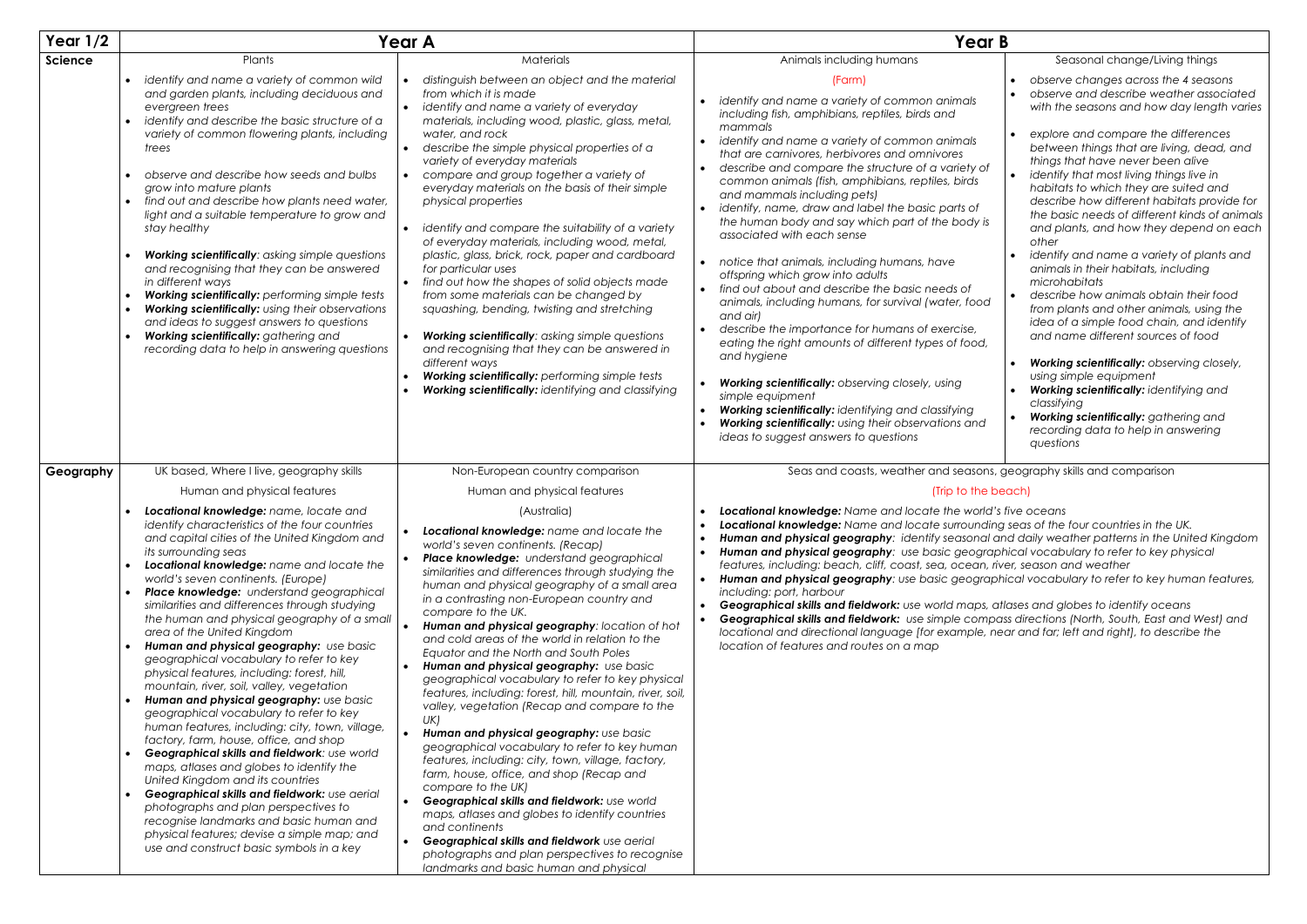| Year 1/2 | Year A | | Year B | |
|---|---|---|---|---|
| **Science** | Plants<br>• *identify and name a variety of common wild and garden plants, including deciduous and evergreen trees*<br>• *identify and describe the basic structure of a variety of common flowering plants, including trees*<br>• *observe and describe how seeds and bulbs grow into mature plants*<br>• *find out and describe how plants need water, light and a suitable temperature to grow and stay healthy*<br>• ***Working scientifically**: asking simple questions and recognising that they can be answered in different ways*<br>• ***Working scientifically:** performing simple tests*<br>• ***Working scientifically:** using their observations and ideas to suggest answers to questions*<br>• ***Working scientifically:** gathering and recording data to help in answering questions* | Materials<br>• *distinguish between an object and the material from which it is made*<br>• *identify and name a variety of everyday materials, including wood, plastic, glass, metal, water, and rock*<br>• *describe the simple physical properties of a variety of everyday materials*<br>• *compare and group together a variety of everyday materials on the basis of their simple physical properties*<br>• *identify and compare the suitability of a variety of everyday materials, including wood, metal, plastic, glass, brick, rock, paper and cardboard for particular uses*<br>• *find out how the shapes of solid objects made from some materials can be changed by squashing, bending, twisting and stretching*<br>• ***Working scientifically**: asking simple questions and recognising that they can be answered in different ways*<br>• ***Working scientifically:** performing simple tests*<br>• ***Working scientifically:** identifying and classifying* | Animals including humans<br>(Farm)<br>• *identify and name a variety of common animals including fish, amphibians, reptiles, birds and mammals*<br>• *identify and name a variety of common animals that are carnivores, herbivores and omnivores*<br>• *describe and compare the structure of a variety of common animals (fish, amphibians, reptiles, birds and mammals including pets)*<br>• *identify, name, draw and label the basic parts of the human body and say which part of the body is associated with each sense*<br>• *notice that animals, including humans, have offspring which grow into adults*<br>• *find out about and describe the basic needs of animals, including humans, for survival (water, food and air)*<br>• *describe the importance for humans of exercise, eating the right amounts of different types of food, and hygiene*<br>• ***Working scientifically:** observing closely, using simple equipment*<br>• ***Working scientifically:** identifying and classifying*<br>• ***Working scientifically:** using their observations and ideas to suggest answers to questions* | Seasonal change/Living things<br>• *observe changes across the 4 seasons*<br>• *observe and describe weather associated with the seasons and how day length varies*<br>• *explore and compare the differences between things that are living, dead, and things that have never been alive*<br>• *identify that most living things live in habitats to which they are suited and describe how different habitats provide for the basic needs of different kinds of animals and plants, and how they depend on each other*<br>• *identify and name a variety of plants and animals in their habitats, including microhabitats*<br>• *describe how animals obtain their food from plants and other animals, using the idea of a simple food chain, and identify and name different sources of food*<br>• ***Working scientifically:** observing closely, using simple equipment*<br>• ***Working scientifically:** identifying and classifying*<br>• ***Working scientifically:** gathering and recording data to help in answering questions* |
| **Geography** | UK based, Where I live, geography skills<br>Human and physical features<br>• ***Locational knowledge:** name, locate and identify characteristics of the four countries and capital cities of the United Kingdom and its surrounding seas*<br>• ***Locational knowledge:** name and locate the world's seven continents. (Europe)*<br>• ***Place knowledge:** understand geographical similarities and differences through studying the human and physical geography of a small area of the United Kingdom*<br>• ***Human and physical geography:** use basic geographical vocabulary to refer to key physical features, including: forest, hill, mountain, river, soil, valley, vegetation*<br>• ***Human and physical geography:** use basic geographical vocabulary to refer to key human features, including: city, town, village, factory, farm, house, office, and shop*<br>• ***Geographical skills and fieldwork**: use world maps, atlases and globes to identify the United Kingdom and its countries*<br>• ***Geographical skills and fieldwork:** use aerial photographs and plan perspectives to recognise landmarks and basic human and physical features; devise a simple map; and use and construct basic symbols in a key* | Non-European country comparison<br>Human and physical features<br>(Australia)<br>• ***Locational knowledge:** name and locate the world's seven continents. (Recap)*<br>• ***Place knowledge:** understand geographical similarities and differences through studying the human and physical geography of a small area in a contrasting non-European country and compare to the UK.*<br>• ***Human and physical geography**: location of hot and cold areas of the world in relation to the Equator and the North and South Poles*<br>• ***Human and physical geography:** use basic geographical vocabulary to refer to key physical features, including: forest, hill, mountain, river, soil, valley, vegetation (Recap and compare to the UK)*<br>• ***Human and physical geography:** use basic geographical vocabulary to refer to key human features, including: city, town, village, factory, farm, house, office, and shop (Recap and compare to the UK)*<br>• ***Geographical skills and fieldwork:** use world maps, atlases and globes to identify countries and continents*<br>• ***Geographical skills and fieldwork** use aerial photographs and plan perspectives to recognise landmarks and basic human and physical* | Seas and coasts, weather and seasons, geography skills and comparison<br>(Trip to the beach)<br>• ***Locational knowledge:** Name and locate the world's five oceans*<br>• ***Locational knowledge:** Name and locate surrounding seas of the four countries in the UK.*<br>• ***Human and physical geography**: identify seasonal and daily weather patterns in the United Kingdom*<br>• ***Human and physical geography**: use basic geographical vocabulary to refer to key physical features, including: beach, cliff, coast, sea, ocean, river, season and weather*<br>• ***Human and physical geography**: use basic geographical vocabulary to refer to key human features, including: port, harbour*<br>• ***Geographical skills and fieldwork:** use world maps, atlases and globes to identify oceans*<br>• ***Geographical skills and fieldwork:** use simple compass directions (North, South, East and West) and locational and directional language [for example, near and far; left and right], to describe the location of features and routes on a map* | |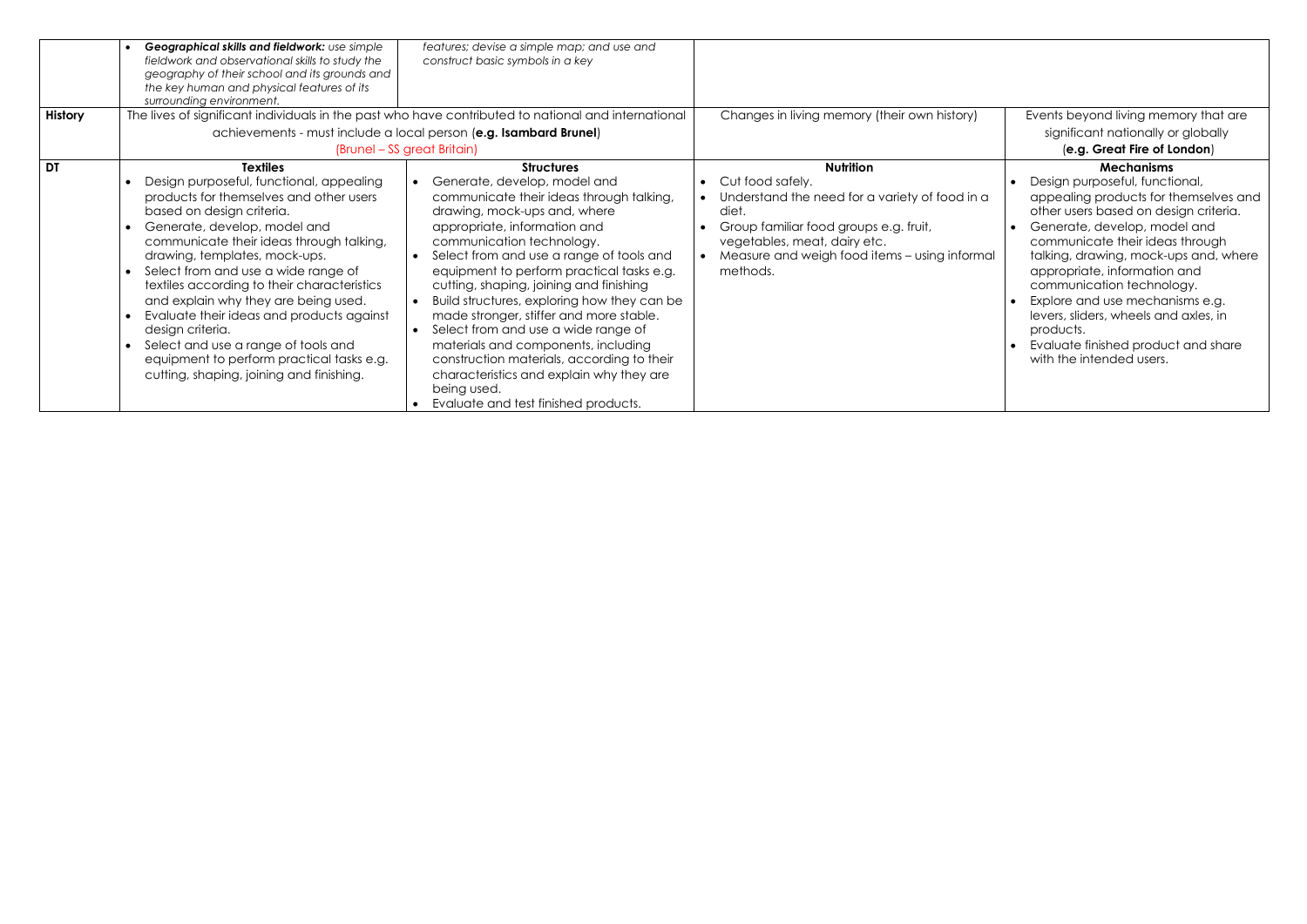| | | | | |
|---|---|---|---|---|
| | • ***Geographical skills and fieldwork:*** *use simple fieldwork and observational skills to study the geography of their school and its grounds and the key human and physical features of its surrounding environment.* | *features; devise a simple map; and use and construct basic symbols in a key* | | |
| **History** | The lives of significant individuals in the past who have contributed to national and international achievements - must include a local person (**e.g. Isambard Brunel**) (Brunel – SS great Britain) | | Changes in living memory (their own history) | Events beyond living memory that are significant nationally or globally (**e.g. Great Fire of London**) |
| **DT** | **Textiles**<br>• Design purposeful, functional, appealing products for themselves and other users based on design criteria.<br>• Generate, develop, model and communicate their ideas through talking, drawing, templates, mock-ups.<br>• Select from and use a wide range of textiles according to their characteristics and explain why they are being used.<br>• Evaluate their ideas and products against design criteria.<br>• Select and use a range of tools and equipment to perform practical tasks e.g. cutting, shaping, joining and finishing. | **Structures**<br>• Generate, develop, model and communicate their ideas through talking, drawing, mock-ups and, where appropriate, information and communication technology.<br>• Select from and use a range of tools and equipment to perform practical tasks e.g. cutting, shaping, joining and finishing<br>• Build structures, exploring how they can be made stronger, stiffer and more stable.<br>• Select from and use a wide range of materials and components, including construction materials, according to their characteristics and explain why they are being used.<br>• Evaluate and test finished products. | **Nutrition**<br>• Cut food safely.<br>• Understand the need for a variety of food in a diet.<br>• Group familiar food groups e.g. fruit, vegetables, meat, dairy etc.<br>• Measure and weigh food items – using informal methods. | **Mechanisms**<br>• Design purposeful, functional, appealing products for themselves and other users based on design criteria.<br>• Generate, develop, model and communicate their ideas through talking, drawing, mock-ups and, where appropriate, information and communication technology.<br>• Explore and use mechanisms e.g. levers, sliders, wheels and axles, in products.<br>• Evaluate finished product and share with the intended users. |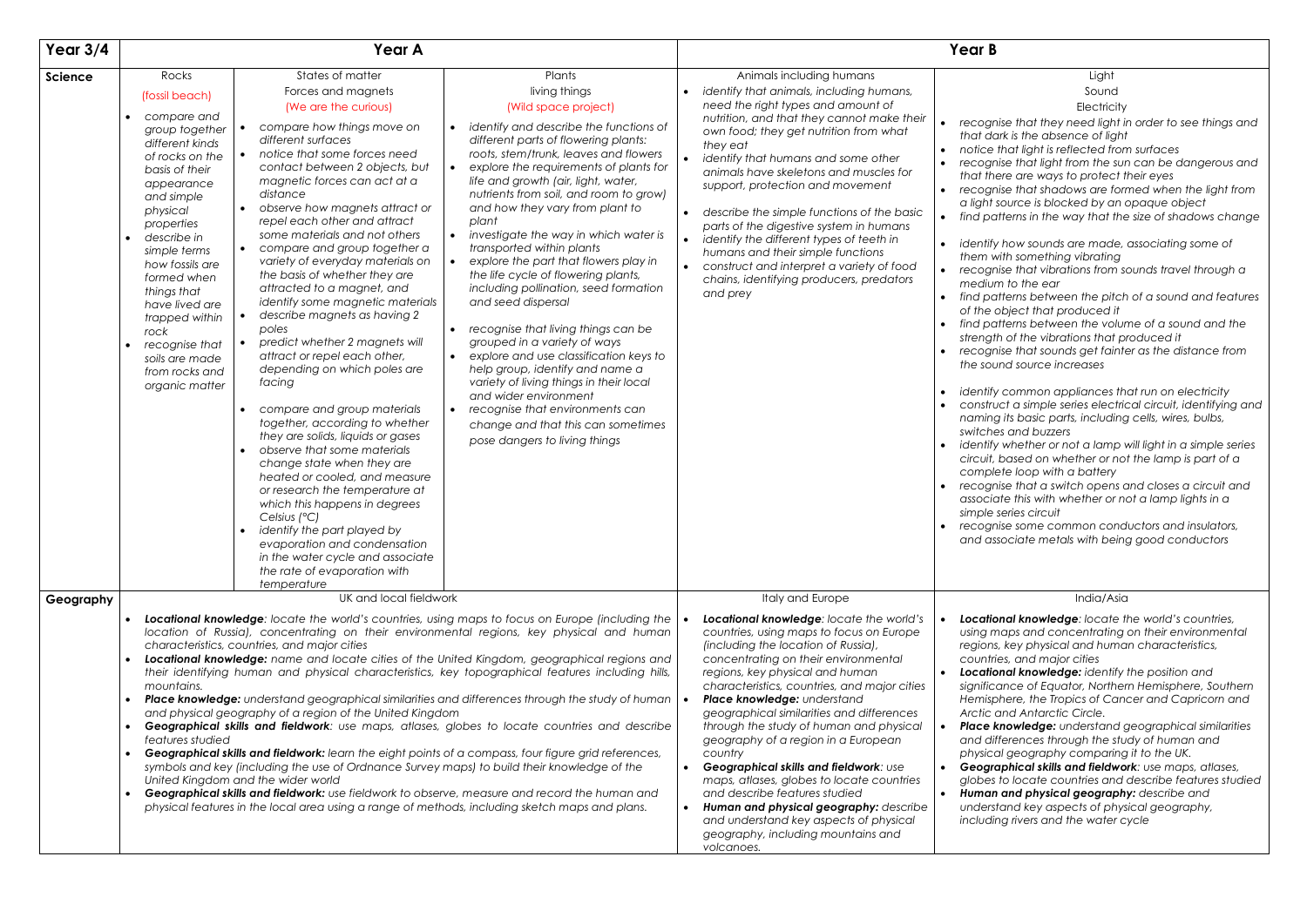| Year 3/4 | Year A | | | Year B | |
|---|---|---|---|---|---|
| **Science** | Rocks<br>(fossil beach)<br>• *compare and group together different kinds of rocks on the basis of their appearance and simple physical properties*<br>• *describe in simple terms how fossils are formed when things that have lived are trapped within rock*<br>• *recognise that soils are made from rocks and organic matter* | States of matter<br>Forces and magnets<br>(We are the curious)<br>• *compare how things move on different surfaces*<br>• *notice that some forces need contact between 2 objects, but magnetic forces can act at a distance*<br>• *observe how magnets attract or repel each other and attract some materials and not others*<br>• *compare and group together a variety of everyday materials on the basis of whether they are attracted to a magnet, and identify some magnetic materials*<br>• *describe magnets as having 2 poles*<br>• *predict whether 2 magnets will attract or repel each other, depending on which poles are facing*<br>• *compare and group materials together, according to whether they are solids, liquids or gases*<br>• *observe that some materials change state when they are heated or cooled, and measure or research the temperature at which this happens in degrees Celsius (°C)*<br>• *identify the part played by evaporation and condensation in the water cycle and associate the rate of evaporation with temperature* | Plants<br>living things<br>(Wild space project)<br>• *identify and describe the functions of different parts of flowering plants: roots, stem/trunk, leaves and flowers*<br>• *explore the requirements of plants for life and growth (air, light, water, nutrients from soil, and room to grow) and how they vary from plant to plant*<br>• *investigate the way in which water is transported within plants*<br>• *explore the part that flowers play in the life cycle of flowering plants, including pollination, seed formation and seed dispersal*<br>• *recognise that living things can be grouped in a variety of ways*<br>• *explore and use classification keys to help group, identify and name a variety of living things in their local and wider environment*<br>• *recognise that environments can change and that this can sometimes pose dangers to living things* | Animals including humans<br>• *identify that animals, including humans, need the right types and amount of nutrition, and that they cannot make their own food; they get nutrition from what they eat*<br>• *identify that humans and some other animals have skeletons and muscles for support, protection and movement*<br>• *describe the simple functions of the basic parts of the digestive system in humans*<br>• *identify the different types of teeth in humans and their simple functions*<br>• *construct and interpret a variety of food chains, identifying producers, predators and prey* | Light<br>Sound<br>Electricity<br>• *recognise that they need light in order to see things and that dark is the absence of light*<br>• *notice that light is reflected from surfaces*<br>• *recognise that light from the sun can be dangerous and that there are ways to protect their eyes*<br>• *recognise that shadows are formed when the light from a light source is blocked by an opaque object*<br>• *find patterns in the way that the size of shadows change*<br>• *identify how sounds are made, associating some of them with something vibrating*<br>• *recognise that vibrations from sounds travel through a medium to the ear*<br>• *find patterns between the pitch of a sound and features of the object that produced it*<br>• *find patterns between the volume of a sound and the strength of the vibrations that produced it*<br>• *recognise that sounds get fainter as the distance from the sound source increases*<br>• *identify common appliances that run on electricity*<br>• *construct a simple series electrical circuit, identifying and naming its basic parts, including cells, wires, bulbs, switches and buzzers*<br>• *identify whether or not a lamp will light in a simple series circuit, based on whether or not the lamp is part of a complete loop with a battery*<br>• *recognise that a switch opens and closes a circuit and associate this with whether or not a lamp lights in a simple series circuit*<br>• *recognise some common conductors and insulators, and associate metals with being good conductors* |
| **Geography** | UK and local fieldwork<br>• ***Locational knowledge**: locate the world's countries, using maps to focus on Europe (including the location of Russia), concentrating on their environmental regions, key physical and human characteristics, countries, and major cities*<br>• ***Locational knowledge**: name and locate cities of the United Kingdom, geographical regions and their identifying human and physical characteristics, key topographical features including hills, mountains.*<br>• ***Place knowledge:** understand geographical similarities and differences through the study of human and physical geography of a region of the United Kingdom*<br>• ***Geographical skills and fieldwork**: use maps, atlases, globes to locate countries and describe features studied*<br>• ***Geographical skills and fieldwork:** learn the eight points of a compass, four figure grid references, symbols and key (including the use of Ordnance Survey maps) to build their knowledge of the United Kingdom and the wider world*<br>• ***Geographical skills and fieldwork:** use fieldwork to observe, measure and record the human and physical features in the local area using a range of methods, including sketch maps and plans.* | | | Italy and Europe<br>• ***Locational knowledge**: locate the world's countries, using maps to focus on Europe (including the location of Russia), concentrating on their environmental regions, key physical and human characteristics, countries, and major cities*<br>• ***Place knowledge:** understand geographical similarities and differences through the study of human and physical geography of a region in a European country*<br>• ***Geographical skills and fieldwork**: use maps, atlases, globes to locate countries and describe features studied*<br>• ***Human and physical geography:** describe and understand key aspects of physical geography, including mountains and volcanoes.* | India/Asia<br>• ***Locational knowledge**: locate the world's countries, using maps and concentrating on their environmental regions, key physical and human characteristics, countries, and major cities*<br>• ***Locational knowledge:** identify the position and significance of Equator, Northern Hemisphere, Southern Hemisphere, the Tropics of Cancer and Capricorn and Arctic and Antarctic Circle.*<br>• ***Place knowledge:** understand geographical similarities and differences through the study of human and physical geography comparing it to the UK.*<br>• ***Geographical skills and fieldwork**: use maps, atlases, globes to locate countries and describe features studied*<br>• ***Human and physical geography:** describe and understand key aspects of physical geography, including rivers and the water cycle* |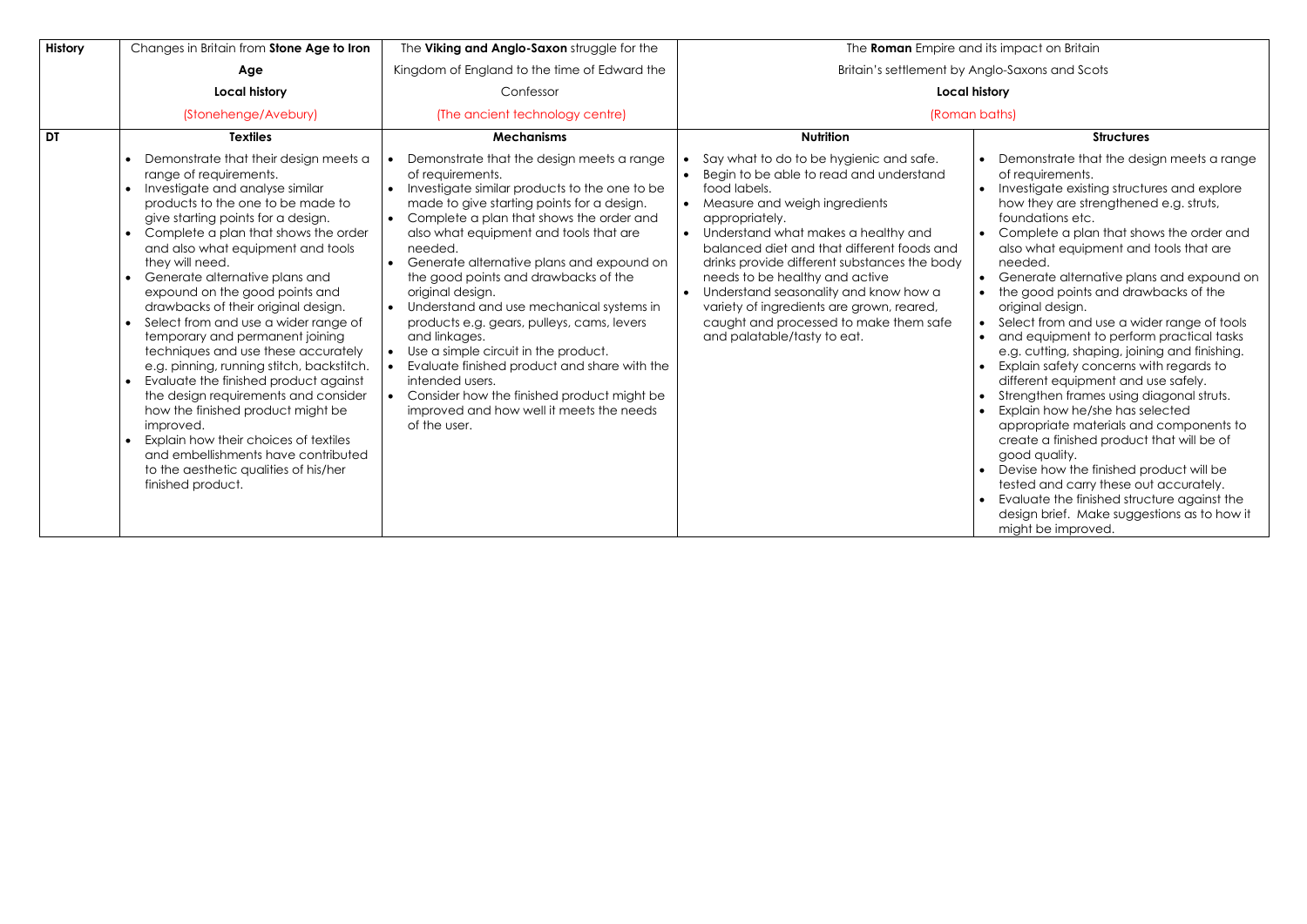| History | Changes in Britain from **Stone Age to Iron Age**<br>**Local history**<br>(Stonehenge/Avebury) | The **Viking and Anglo-Saxon** struggle for the Kingdom of England to the time of Edward the Confessor<br>(The ancient technology centre) | The **Roman** Empire and its impact on Britain<br>Britain's settlement by Anglo-Saxons and Scots<br>**Local history**<br>(Roman baths) | |
|---|---|---|---|---|
| **DT** | **Textiles**<br>• Demonstrate that their design meets a range of requirements.<br>• Investigate and analyse similar products to the one to be made to give starting points for a design.<br>• Complete a plan that shows the order and also what equipment and tools they will need.<br>• Generate alternative plans and expound on the good points and drawbacks of their original design.<br>• Select from and use a wider range of temporary and permanent joining techniques and use these accurately e.g. pinning, running stitch, backstitch.<br>• Evaluate the finished product against the design requirements and consider how the finished product might be improved.<br>• Explain how their choices of textiles and embellishments have contributed to the aesthetic qualities of his/her finished product. | **Mechanisms**<br>• Demonstrate that the design meets a range of requirements.<br>• Investigate similar products to the one to be made to give starting points for a design.<br>• Complete a plan that shows the order and also what equipment and tools that are needed.<br>• Generate alternative plans and expound on the good points and drawbacks of the original design.<br>• Understand and use mechanical systems in products e.g. gears, pulleys, cams, levers and linkages.<br>• Use a simple circuit in the product.<br>• Evaluate finished product and share with the intended users.<br>• Consider how the finished product might be improved and how well it meets the needs of the user. | **Nutrition**<br>• Say what to do to be hygienic and safe.<br>• Begin to be able to read and understand food labels.<br>• Measure and weigh ingredients appropriately.<br>• Understand what makes a healthy and balanced diet and that different foods and drinks provide different substances the body needs to be healthy and active<br>• Understand seasonality and know how a variety of ingredients are grown, reared, caught and processed to make them safe and palatable/tasty to eat. | **Structures**<br>• Demonstrate that the design meets a range of requirements.<br>• Investigate existing structures and explore how they are strengthened e.g. struts, foundations etc.<br>• Complete a plan that shows the order and also what equipment and tools that are needed.<br>• Generate alternative plans and expound on<br>• the good points and drawbacks of the original design.<br>• Select from and use a wider range of tools<br>• and equipment to perform practical tasks e.g. cutting, shaping, joining and finishing.<br>• Explain safety concerns with regards to different equipment and use safely.<br>• Strengthen frames using diagonal struts.<br>• Explain how he/she has selected appropriate materials and components to create a finished product that will be of good quality.<br>• Devise how the finished product will be tested and carry these out accurately.<br>• Evaluate the finished structure against the design brief. Make suggestions as to how it might be improved. |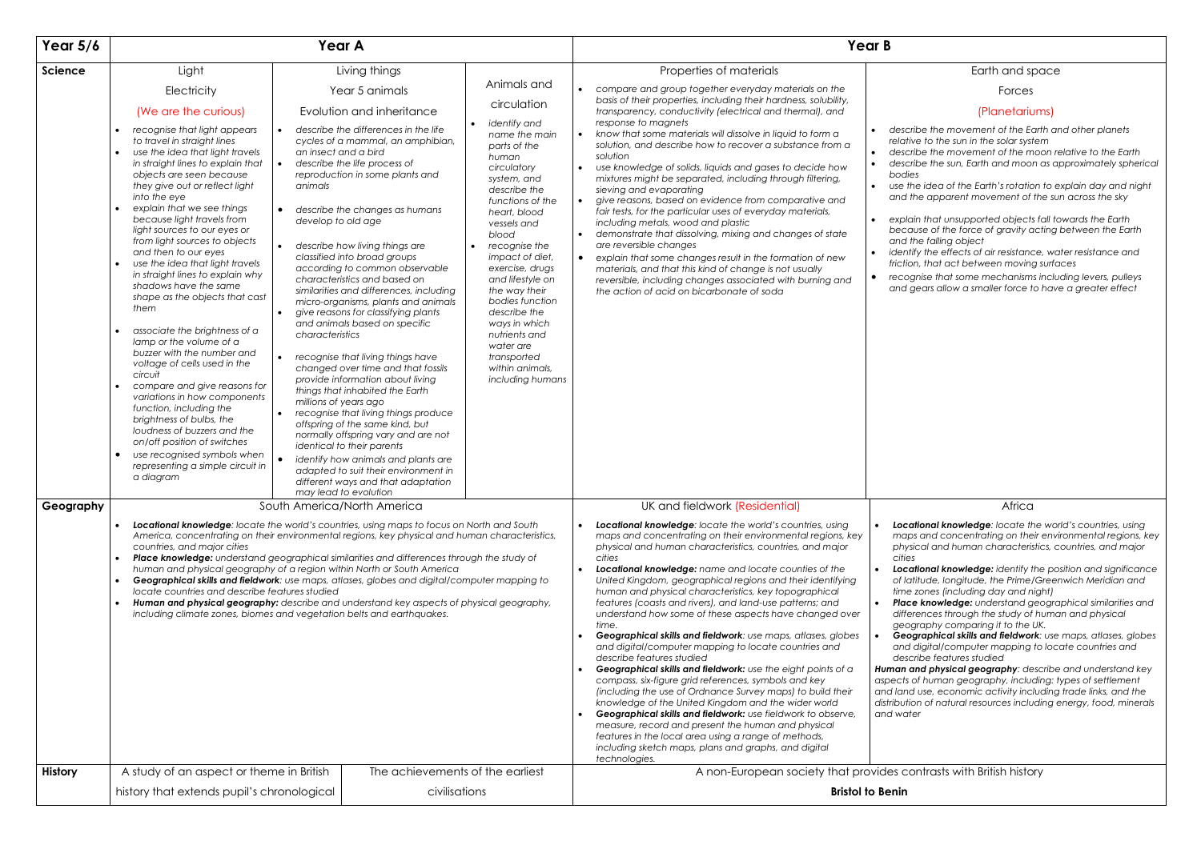| Year 5/6 | Year A | | | Year B | |
|---|---|---|---|---|---|
| **Science** | Light<br><br>Electricity<br><br>(We are the curious)<br><br>• *recognise that light appears to travel in straight lines*<br>• *use the idea that light travels in straight lines to explain that objects are seen because they give out or reflect light into the eye*<br>• *explain that we see things because light travels from light sources to our eyes or from light sources to objects and then to our eyes*<br>• *use the idea that light travels in straight lines to explain why shadows have the same shape as the objects that cast them*<br><br>• *associate the brightness of a lamp or the volume of a buzzer with the number and voltage of cells used in the circuit*<br>• *compare and give reasons for variations in how components function, including the brightness of bulbs, the loudness of buzzers and the on/off position of switches*<br>• *use recognised symbols when representing a simple circuit in a diagram* | Living things<br><br>Year 5 animals<br><br>Evolution and inheritance<br><br>• *describe the differences in the life cycles of a mammal, an amphibian, an insect and a bird*<br>• *describe the life process of reproduction in some plants and animals*<br><br>• *describe the changes as humans develop to old age*<br><br>• *describe how living things are classified into broad groups according to common observable characteristics and based on similarities and differences, including micro-organisms, plants and animals*<br>• *give reasons for classifying plants and animals based on specific characteristics*<br><br>• *recognise that living things have changed over time and that fossils provide information about living things that inhabited the Earth millions of years ago*<br>• *recognise that living things produce offspring of the same kind, but normally offspring vary and are not identical to their parents*<br>• *identify how animals and plants are adapted to suit their environment in different ways and that adaptation may lead to evolution* | Animals and circulation<br><br>• *identify and name the main parts of the human circulatory system, and describe the functions of the heart, blood vessels and blood*<br>• *recognise the impact of diet, exercise, drugs and lifestyle on the way their bodies function describe the ways in which nutrients and water are transported within animals, including humans* | Properties of materials<br><br>• *compare and group together everyday materials on the basis of their properties, including their hardness, solubility, transparency, conductivity (electrical and thermal), and response to magnets*<br>• *know that some materials will dissolve in liquid to form a solution, and describe how to recover a substance from a solution*<br>• *use knowledge of solids, liquids and gases to decide how mixtures might be separated, including through filtering, sieving and evaporating*<br>• *give reasons, based on evidence from comparative and fair tests, for the particular uses of everyday materials, including metals, wood and plastic*<br>• *demonstrate that dissolving, mixing and changes of state are reversible changes*<br>• *explain that some changes result in the formation of new materials, and that this kind of change is not usually reversible, including changes associated with burning and the action of acid on bicarbonate of soda* | Earth and space<br><br>Forces<br><br>(Planetariums)<br><br>• *describe the movement of the Earth and other planets relative to the sun in the solar system*<br>• *describe the movement of the moon relative to the Earth*<br>• *describe the sun, Earth and moon as approximately spherical bodies*<br>• *use the idea of the Earth's rotation to explain day and night and the apparent movement of the sun across the sky*<br><br>• *explain that unsupported objects fall towards the Earth because of the force of gravity acting between the Earth and the falling object*<br>• *identify the effects of air resistance, water resistance and friction, that act between moving surfaces*<br>• *recognise that some mechanisms including levers, pulleys and gears allow a smaller force to have a greater effect* |
| **Geography** | South America/North America<br><br>• ***Locational knowledge**: locate the world's countries, using maps to focus on North and South America, concentrating on their environmental regions, key physical and human characteristics, countries, and major cities*<br>• ***Place knowledge:** understand geographical similarities and differences through the study of human and physical geography of a region within North or South America*<br>• ***Geographical skills and fieldwork**: use maps, atlases, globes and digital/computer mapping to locate countries and describe features studied*<br>• ***Human and physical geography:** describe and understand key aspects of physical geography, including climate zones, biomes and vegetation belts and earthquakes.* | | | UK and fieldwork (Residential)<br><br>• ***Locational knowledge**: locate the world's countries, using maps and concentrating on their environmental regions, key physical and human characteristics, countries, and major cities*<br>• ***Locational knowledge:** name and locate counties of the United Kingdom, geographical regions and their identifying human and physical characteristics, key topographical features (coasts and rivers), and land-use patterns; and understand how some of these aspects have changed over time.*<br>• ***Geographical skills and fieldwork**: use maps, atlases, globes and digital/computer mapping to locate countries and describe features studied*<br>• ***Geographical skills and fieldwork:** use the eight points of a compass, six-figure grid references, symbols and key (including the use of Ordnance Survey maps) to build their knowledge of the United Kingdom and the wider world*<br>• ***Geographical skills and fieldwork:** use fieldwork to observe, measure, record and present the human and physical features in the local area using a range of methods, including sketch maps, plans and graphs, and digital technologies.* | Africa<br><br>• ***Locational knowledge**: locate the world's countries, using maps and concentrating on their environmental regions, key physical and human characteristics, countries, and major cities*<br>• ***Locational knowledge**: identify the position and significance of latitude, longitude, the Prime/Greenwich Meridian and time zones (including day and night)*<br>• ***Place knowledge:** understand geographical similarities and differences through the study of human and physical geography comparing it to the UK.*<br>• ***Geographical skills and fieldwork**: use maps, atlases, globes and digital/computer mapping to locate countries and describe features studied*<br><br>***Human and physical geography**: describe and understand key aspects of human geography, including: types of settlement and land use, economic activity including trade links, and the distribution of natural resources including energy, food, minerals and water* |
| **History** | A study of an aspect or theme in British history that extends pupil's chronological | The achievements of the earliest civilisations | | A non-European society that provides contrasts with British history<br><br>**Bristol to Benin** | |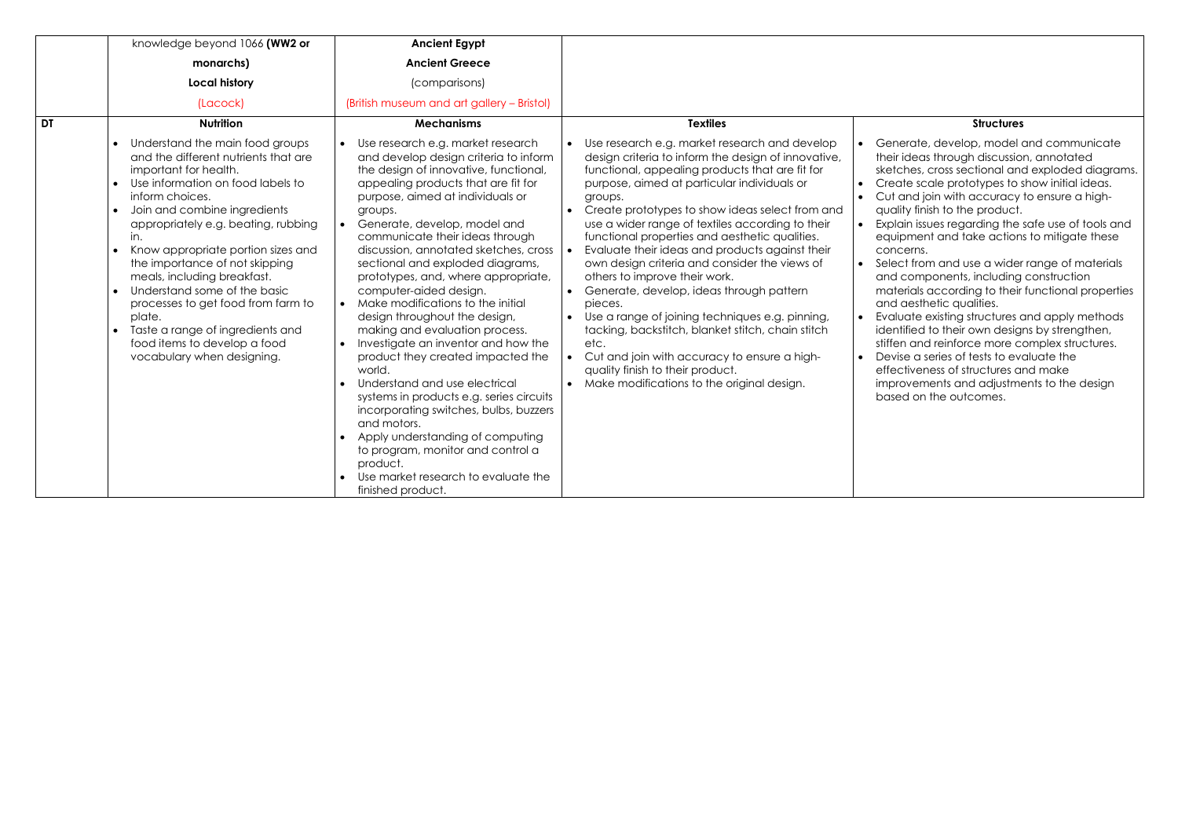| | | | | |
|---|---|---|---|---|
| | knowledge beyond 1066 **(WW2 or monarchs)**<br>**Local history**<br>(Lacock) | **Ancient Egypt**<br>**Ancient Greece**<br>(comparisons)<br>(British museum and art gallery – Bristol) | | |
| **DT** | **Nutrition**<br>• Understand the main food groups and the different nutrients that are important for health.<br>• Use information on food labels to inform choices.<br>• Join and combine ingredients appropriately e.g. beating, rubbing in.<br>• Know appropriate portion sizes and the importance of not skipping meals, including breakfast.<br>• Understand some of the basic processes to get food from farm to plate.<br>• Taste a range of ingredients and food items to develop a food vocabulary when designing. | **Mechanisms**<br>• Use research e.g. market research and develop design criteria to inform the design of innovative, functional, appealing products that are fit for purpose, aimed at individuals or groups.<br>• Generate, develop, model and communicate their ideas through discussion, annotated sketches, cross sectional and exploded diagrams, prototypes, and, where appropriate, computer-aided design.<br>• Make modifications to the initial design throughout the design, making and evaluation process.<br>• Investigate an inventor and how the product they created impacted the world.<br>• Understand and use electrical systems in products e.g. series circuits incorporating switches, bulbs, buzzers and motors.<br>• Apply understanding of computing to program, monitor and control a product.<br>• Use market research to evaluate the finished product. | **Textiles**<br>• Use research e.g. market research and develop design criteria to inform the design of innovative, functional, appealing products that are fit for purpose, aimed at particular individuals or groups.<br>• Create prototypes to show ideas select from and use a wider range of textiles according to their functional properties and aesthetic qualities.<br>• Evaluate their ideas and products against their own design criteria and consider the views of others to improve their work.<br>• Generate, develop, ideas through pattern pieces.<br>• Use a range of joining techniques e.g. pinning, tacking, backstitch, blanket stitch, chain stitch etc.<br>• Cut and join with accuracy to ensure a high-quality finish to their product.<br>• Make modifications to the original design. | **Structures**<br>• Generate, develop, model and communicate their ideas through discussion, annotated sketches, cross sectional and exploded diagrams.<br>• Create scale prototypes to show initial ideas.<br>• Cut and join with accuracy to ensure a high-quality finish to the product.<br>• Explain issues regarding the safe use of tools and equipment and take actions to mitigate these concerns.<br>• Select from and use a wider range of materials and components, including construction materials according to their functional properties and aesthetic qualities.<br>• Evaluate existing structures and apply methods identified to their own designs by strengthen, stiffen and reinforce more complex structures.<br>• Devise a series of tests to evaluate the effectiveness of structures and make improvements and adjustments to the design based on the outcomes. |